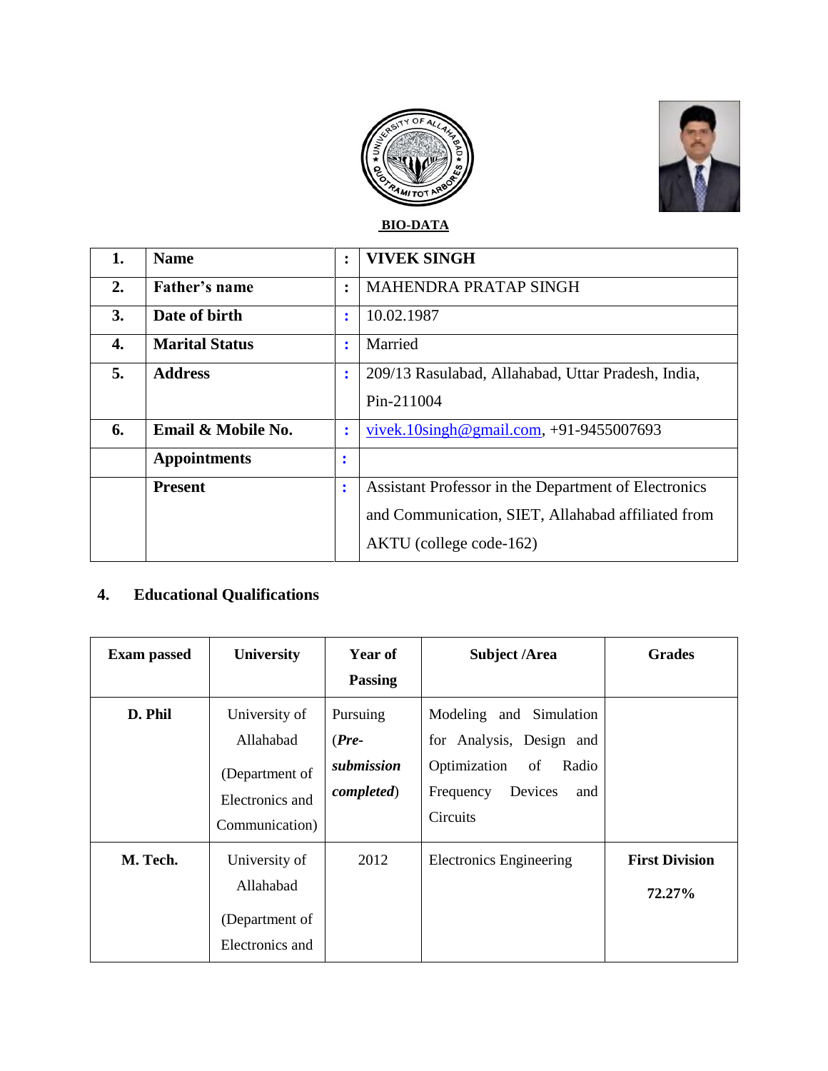**BIO-DATA**

| 1. | **Name** | : | **VIVEK SINGH** |
|---|---|---|---|
| 2. | **Father's name** | : | MAHENDRA PRATAP SINGH |
| 3. | **Date of birth** | : | 10.02.1987 |
| 4. | **Marital Status** | : | Married |
| 5. | **Address** | : | 209/13 Rasulabad, Allahabad, Uttar Pradesh, India, Pin-211004 |
| 6. | **Email & Mobile No.** | : | vivek.10singh@gmail.com, +91-9455007693 |
| | **Appointments** | : | |
| | **Present** | : | Assistant Professor in the Department of Electronics and Communication, SIET, Allahabad affiliated from AKTU (college code-162) |

## 4. Educational Qualifications

| Exam passed | University | Year of Passing | Subject /Area | Grades |
|---|---|---|---|---|
| **D. Phil** | University of Allahabad (Department of Electronics and Communication) | Pursuing (***Pre-submission completed***) | Modeling and Simulation for Analysis, Design and Optimization of Radio Frequency Devices and Circuits | |
| **M. Tech.** | University of Allahabad (Department of Electronics and | 2012 | Electronics Engineering | **First Division 72.27%** |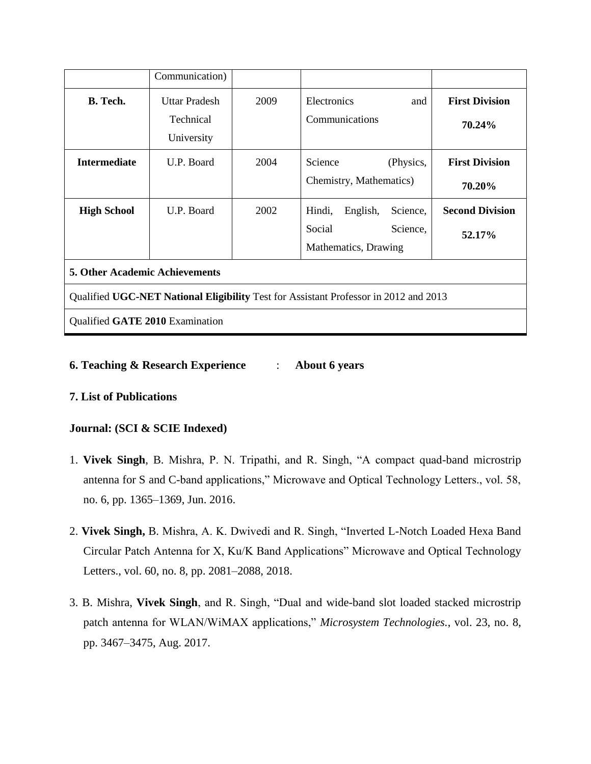| | Communication) | | | |
|---|---|---|---|---|
| **B. Tech.** | Uttar Pradesh Technical University | 2009 | Electronics and Communications | **First Division 70.24%** |
| **Intermediate** | U.P. Board | 2004 | Science (Physics, Chemistry, Mathematics) | **First Division 70.20%** |
| **High School** | U.P. Board | 2002 | Hindi, English, Science, Social Science, Mathematics, Drawing | **Second Division 52.17%** |

**5. Other Academic Achievements**

Qualified **UGC-NET National Eligibility** Test for Assistant Professor in 2012 and 2013

Qualified **GATE 2010** Examination

**6. Teaching & Research Experience : About 6 years**

**7. List of Publications**

**Journal: (SCI & SCIE Indexed)**

1. **Vivek Singh**, B. Mishra, P. N. Tripathi, and R. Singh, "A compact quad-band microstrip antenna for S and C-band applications," Microwave and Optical Technology Letters., vol. 58, no. 6, pp. 1365–1369, Jun. 2016.

2. **Vivek Singh,** B. Mishra, A. K. Dwivedi and R. Singh, "Inverted L-Notch Loaded Hexa Band Circular Patch Antenna for X, Ku/K Band Applications" Microwave and Optical Technology Letters., vol. 60, no. 8, pp. 2081–2088, 2018.

3. B. Mishra, **Vivek Singh**, and R. Singh, "Dual and wide-band slot loaded stacked microstrip patch antenna for WLAN/WiMAX applications," *Microsystem Technologies.*, vol. 23, no. 8, pp. 3467–3475, Aug. 2017.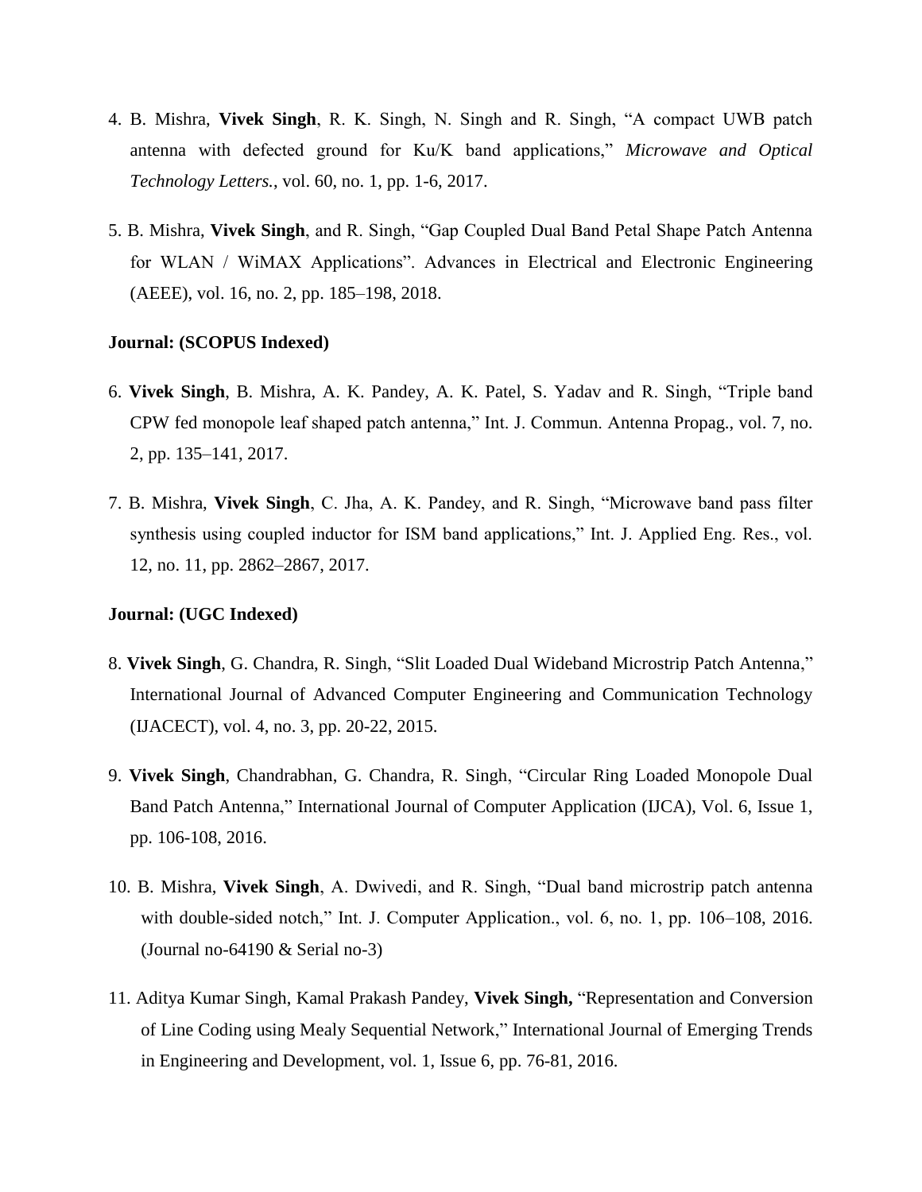4. B. Mishra, **Vivek Singh**, R. K. Singh, N. Singh and R. Singh, “A compact UWB patch antenna with defected ground for Ku/K band applications,” *Microwave and Optical Technology Letters.*, vol. 60, no. 1, pp. 1-6, 2017.

5. B. Mishra, **Vivek Singh**, and R. Singh, “Gap Coupled Dual Band Petal Shape Patch Antenna for WLAN / WiMAX Applications”. Advances in Electrical and Electronic Engineering (AEEE), vol. 16, no. 2, pp. 185–198, 2018.

**Journal: (SCOPUS Indexed)**

6. **Vivek Singh**, B. Mishra, A. K. Pandey, A. K. Patel, S. Yadav and R. Singh, “Triple band CPW fed monopole leaf shaped patch antenna,” Int. J. Commun. Antenna Propag., vol. 7, no. 2, pp. 135–141, 2017.

7. B. Mishra, **Vivek Singh**, C. Jha, A. K. Pandey, and R. Singh, “Microwave band pass filter synthesis using coupled inductor for ISM band applications,” Int. J. Applied Eng. Res., vol. 12, no. 11, pp. 2862–2867, 2017.

**Journal: (UGC Indexed)**

8. **Vivek Singh**, G. Chandra, R. Singh, “Slit Loaded Dual Wideband Microstrip Patch Antenna,” International Journal of Advanced Computer Engineering and Communication Technology (IJACECT), vol. 4, no. 3, pp. 20-22, 2015.

9. **Vivek Singh**, Chandrabhan, G. Chandra, R. Singh, “Circular Ring Loaded Monopole Dual Band Patch Antenna,” International Journal of Computer Application (IJCA), Vol. 6, Issue 1, pp. 106-108, 2016.

10. B. Mishra, **Vivek Singh**, A. Dwivedi, and R. Singh, “Dual band microstrip patch antenna with double-sided notch,” Int. J. Computer Application., vol. 6, no. 1, pp. 106–108, 2016. (Journal no-64190 & Serial no-3)

11. Aditya Kumar Singh, Kamal Prakash Pandey, **Vivek Singh,** “Representation and Conversion of Line Coding using Mealy Sequential Network,” International Journal of Emerging Trends in Engineering and Development, vol. 1, Issue 6, pp. 76-81, 2016.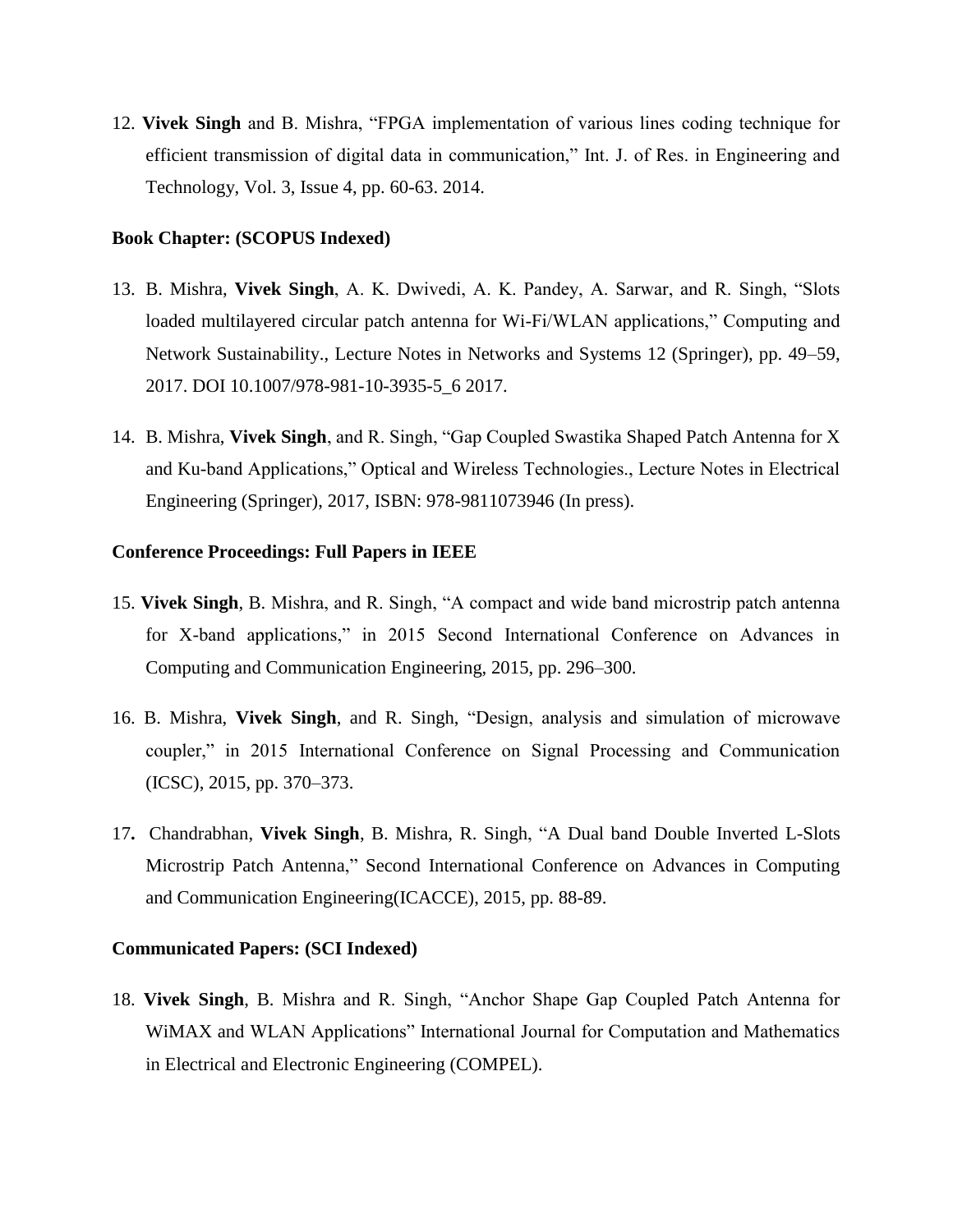12. **Vivek Singh** and B. Mishra, "FPGA implementation of various lines coding technique for efficient transmission of digital data in communication," Int. J. of Res. in Engineering and Technology, Vol. 3, Issue 4, pp. 60-63. 2014.

**Book Chapter: (SCOPUS Indexed)**

13. B. Mishra, **Vivek Singh**, A. K. Dwivedi, A. K. Pandey, A. Sarwar, and R. Singh, "Slots loaded multilayered circular patch antenna for Wi-Fi/WLAN applications," Computing and Network Sustainability., Lecture Notes in Networks and Systems 12 (Springer), pp. 49–59, 2017. DOI 10.1007/978-981-10-3935-5_6 2017.

14. B. Mishra, **Vivek Singh**, and R. Singh, "Gap Coupled Swastika Shaped Patch Antenna for X and Ku-band Applications," Optical and Wireless Technologies., Lecture Notes in Electrical Engineering (Springer), 2017, ISBN: 978-9811073946 (In press).

**Conference Proceedings: Full Papers in IEEE**

15. **Vivek Singh**, B. Mishra, and R. Singh, "A compact and wide band microstrip patch antenna for X-band applications," in 2015 Second International Conference on Advances in Computing and Communication Engineering, 2015, pp. 296–300.

16. B. Mishra, **Vivek Singh**, and R. Singh, "Design, analysis and simulation of microwave coupler," in 2015 International Conference on Signal Processing and Communication (ICSC), 2015, pp. 370–373.

17. Chandrabhan, **Vivek Singh**, B. Mishra, R. Singh, "A Dual band Double Inverted L-Slots Microstrip Patch Antenna," Second International Conference on Advances in Computing and Communication Engineering(ICACCE), 2015, pp. 88-89.

**Communicated Papers: (SCI Indexed)**

18. **Vivek Singh**, B. Mishra and R. Singh, "Anchor Shape Gap Coupled Patch Antenna for WiMAX and WLAN Applications" International Journal for Computation and Mathematics in Electrical and Electronic Engineering (COMPEL).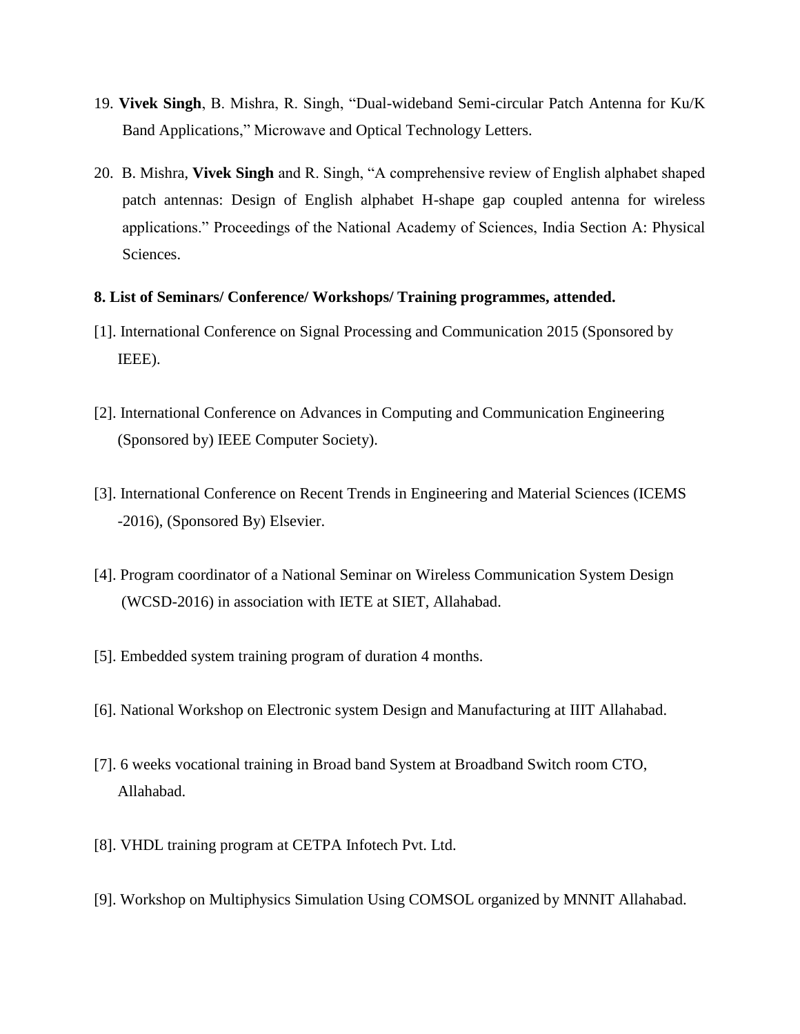19. **Vivek Singh**, B. Mishra, R. Singh, "Dual-wideband Semi-circular Patch Antenna for Ku/K Band Applications," Microwave and Optical Technology Letters.

20. B. Mishra, **Vivek Singh** and R. Singh, "A comprehensive review of English alphabet shaped patch antennas: Design of English alphabet H-shape gap coupled antenna for wireless applications." Proceedings of the National Academy of Sciences, India Section A: Physical Sciences.

**8. List of Seminars/ Conference/ Workshops/ Training programmes, attended.**

[1]. International Conference on Signal Processing and Communication 2015 (Sponsored by IEEE).

[2]. International Conference on Advances in Computing and Communication Engineering (Sponsored by) IEEE Computer Society).

[3]. International Conference on Recent Trends in Engineering and Material Sciences (ICEMS -2016), (Sponsored By) Elsevier.

[4]. Program coordinator of a National Seminar on Wireless Communication System Design (WCSD-2016) in association with IETE at SIET, Allahabad.

[5]. Embedded system training program of duration 4 months.

[6]. National Workshop on Electronic system Design and Manufacturing at IIIT Allahabad.

[7]. 6 weeks vocational training in Broad band System at Broadband Switch room CTO, Allahabad.

[8]. VHDL training program at CETPA Infotech Pvt. Ltd.

[9]. Workshop on Multiphysics Simulation Using COMSOL organized by MNNIT Allahabad.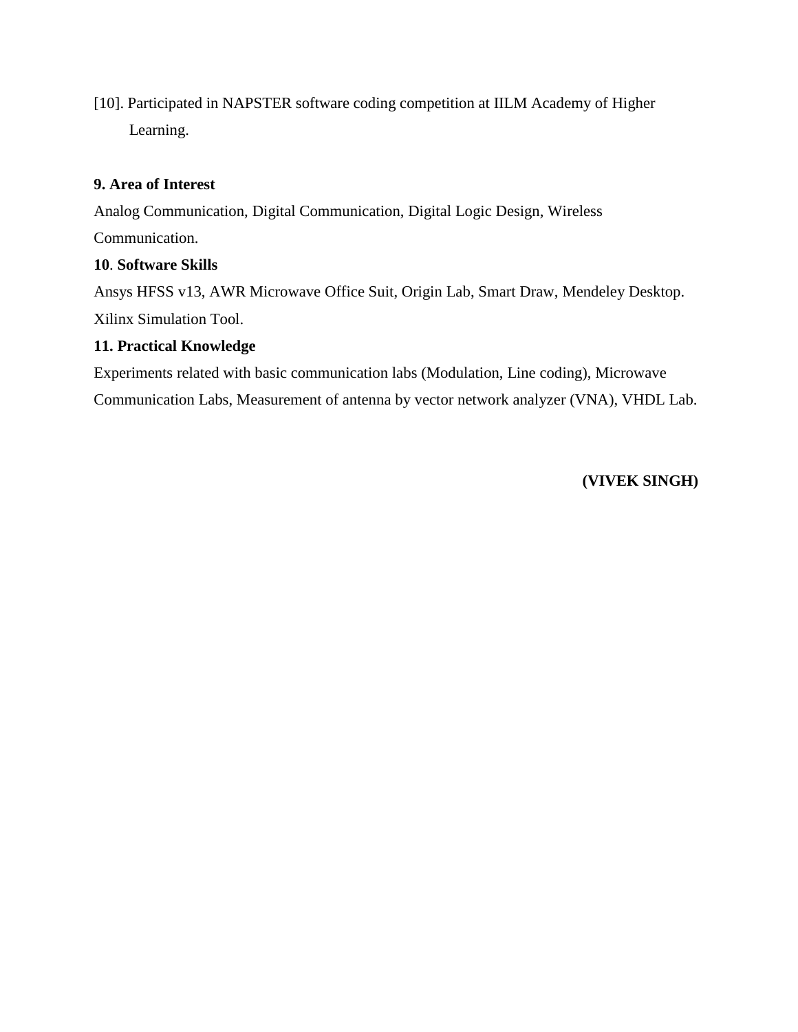[10]. Participated in NAPSTER software coding competition at IILM Academy of Higher Learning.

**9. Area of Interest**

Analog Communication, Digital Communication, Digital Logic Design, Wireless Communication.

**10**. **Software Skills**

Ansys HFSS v13, AWR Microwave Office Suit, Origin Lab, Smart Draw, Mendeley Desktop. Xilinx Simulation Tool.

**11. Practical Knowledge**

Experiments related with basic communication labs (Modulation, Line coding), Microwave Communication Labs, Measurement of antenna by vector network analyzer (VNA), VHDL Lab.

**(VIVEK SINGH)**